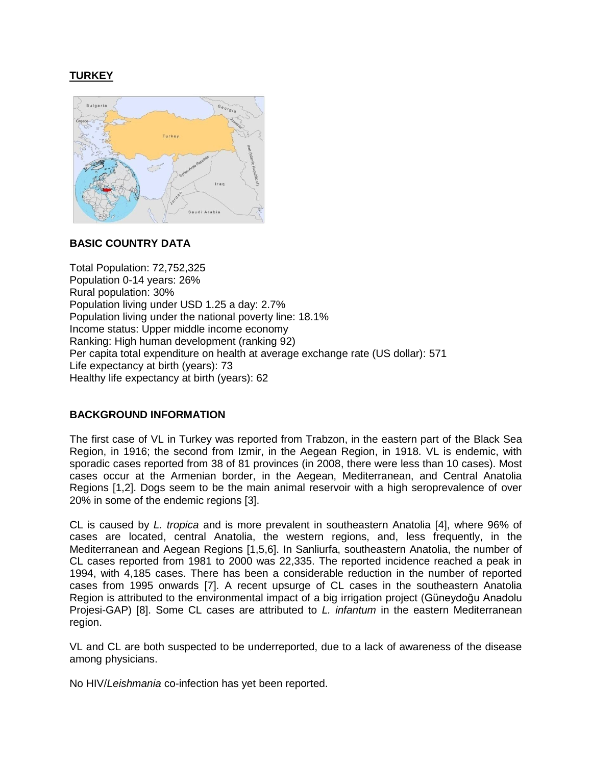## TURKEY

### BASIC COUNTRY DATA

Total Population: 72,752,325
Population 0-14 years: 26%
Rural population: 30%
Population living under USD 1.25 a day: 2.7%
Population living under the national poverty line: 18.1%
Income status: Upper middle income economy
Ranking: High human development (ranking 92)
Per capita total expenditure on health at average exchange rate (US dollar): 571
Life expectancy at birth (years): 73
Healthy life expectancy at birth (years): 62

### BACKGROUND INFORMATION

The first case of VL in Turkey was reported from Trabzon, in the eastern part of the Black Sea Region, in 1916; the second from Izmir, in the Aegean Region, in 1918. VL is endemic, with sporadic cases reported from 38 of 81 provinces (in 2008, there were less than 10 cases). Most cases occur at the Armenian border, in the Aegean, Mediterranean, and Central Anatolia Regions [1,2]. Dogs seem to be the main animal reservoir with a high seroprevalence of over 20% in some of the endemic regions [3].

CL is caused by *L. tropica* and is more prevalent in southeastern Anatolia [4], where 96% of cases are located, central Anatolia, the western regions, and, less frequently, in the Mediterranean and Aegean Regions [1,5,6]. In Sanliurfa, southeastern Anatolia, the number of CL cases reported from 1981 to 2000 was 22,335. The reported incidence reached a peak in 1994, with 4,185 cases. There has been a considerable reduction in the number of reported cases from 1995 onwards [7]. A recent upsurge of CL cases in the southeastern Anatolia Region is attributed to the environmental impact of a big irrigation project (Güneydoğu Anadolu Projesi-GAP) [8]. Some CL cases are attributed to *L. infantum* in the eastern Mediterranean region.

VL and CL are both suspected to be underreported, due to a lack of awareness of the disease among physicians.

No HIV/*Leishmania* co-infection has yet been reported.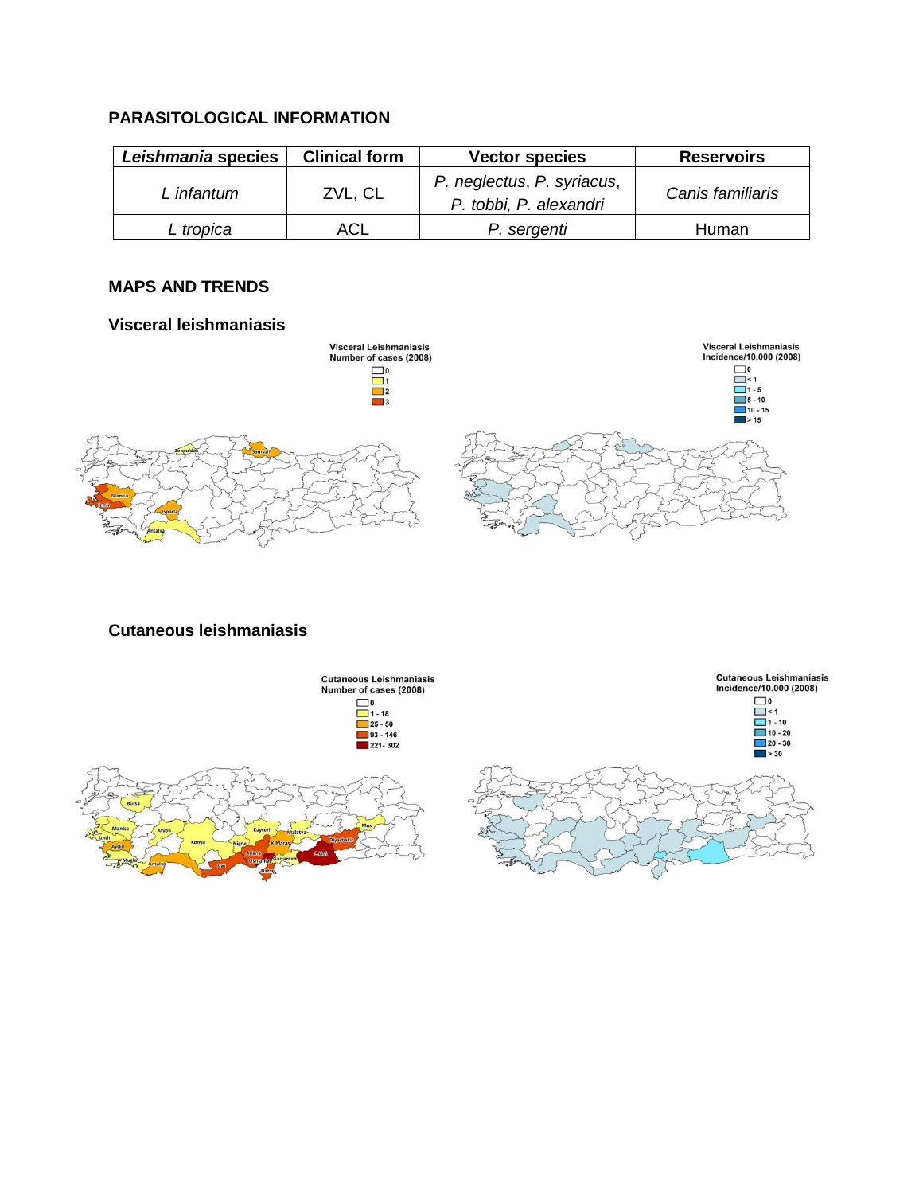## PARASITOLOGICAL INFORMATION

| ***Leishmania* species** | **Clinical form** | **Vector species** | **Reservoirs** |
| --- | --- | --- | --- |
| *L infantum* | ZVL, CL | *P. neglectus*, *P. syriacus*, *P. tobbi, P. alexandri* | *Canis familiaris* |
| *L tropica* | ACL | *P. sergenti* | Human |

## MAPS AND TRENDS

### Visceral leishmaniasis

### Cutaneous leishmaniasis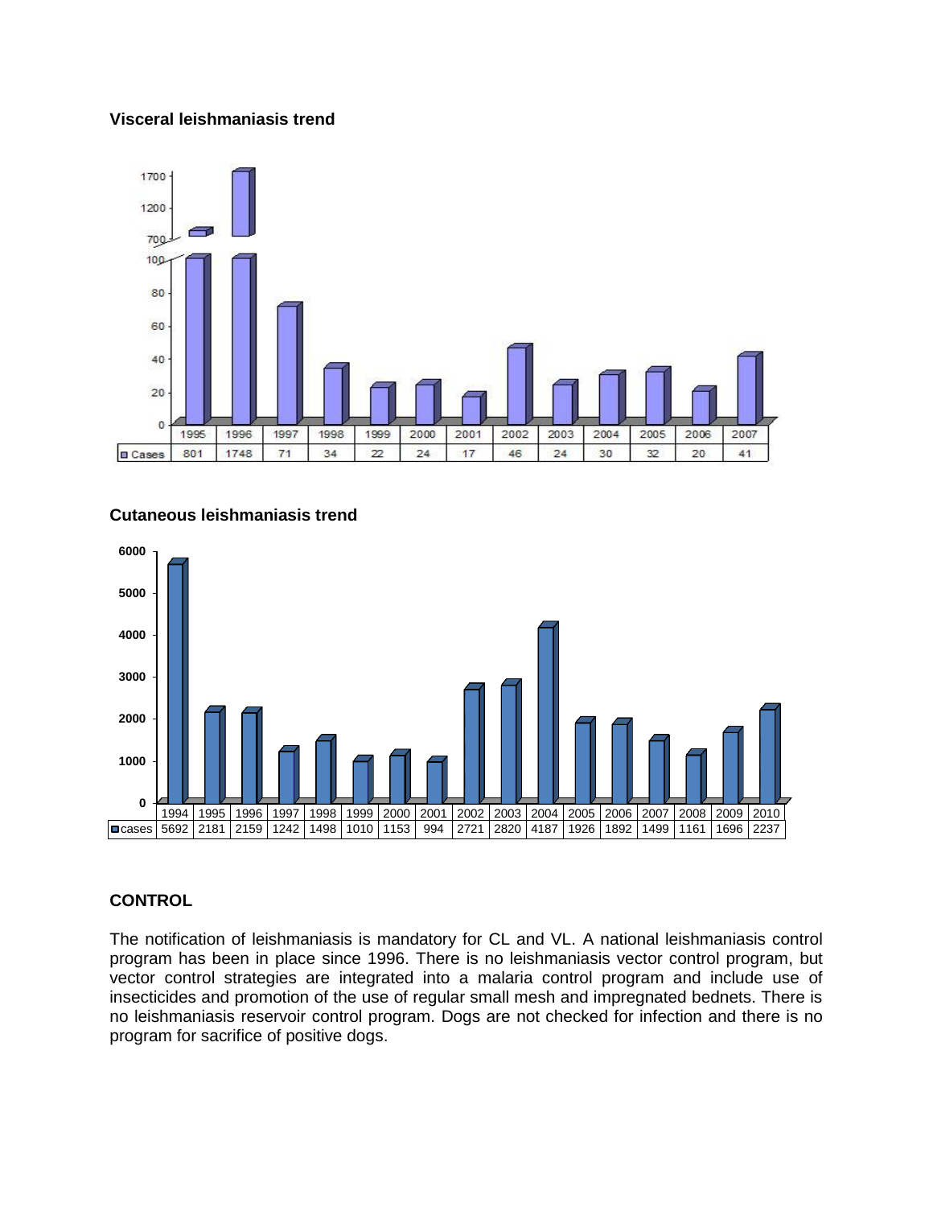**Visceral leishmaniasis trend**

| | 1995 | 1996 | 1997 | 1998 | 1999 | 2000 | 2001 | 2002 | 2003 | 2004 | 2005 | 2006 | 2007 |
|---|---|---|---|---|---|---|---|---|---|---|---|---|---|
| Cases | 801 | 1748 | 71 | 34 | 22 | 24 | 17 | 46 | 24 | 30 | 32 | 20 | 41 |

**Cutaneous leishmaniasis trend**

| | 1994 | 1995 | 1996 | 1997 | 1998 | 1999 | 2000 | 2001 | 2002 | 2003 | 2004 | 2005 | 2006 | 2007 | 2008 | 2009 | 2010 |
|---|---|---|---|---|---|---|---|---|---|---|---|---|---|---|---|---|---|
| cases | 5692 | 2181 | 2159 | 1242 | 1498 | 1010 | 1153 | 994 | 2721 | 2820 | 4187 | 1926 | 1892 | 1499 | 1161 | 1696 | 2237 |

## CONTROL

The notification of leishmaniasis is mandatory for CL and VL. A national leishmaniasis control program has been in place since 1996. There is no leishmaniasis vector control program, but vector control strategies are integrated into a malaria control program and include use of insecticides and promotion of the use of regular small mesh and impregnated bednets. There is no leishmaniasis reservoir control program. Dogs are not checked for infection and there is no program for sacrifice of positive dogs.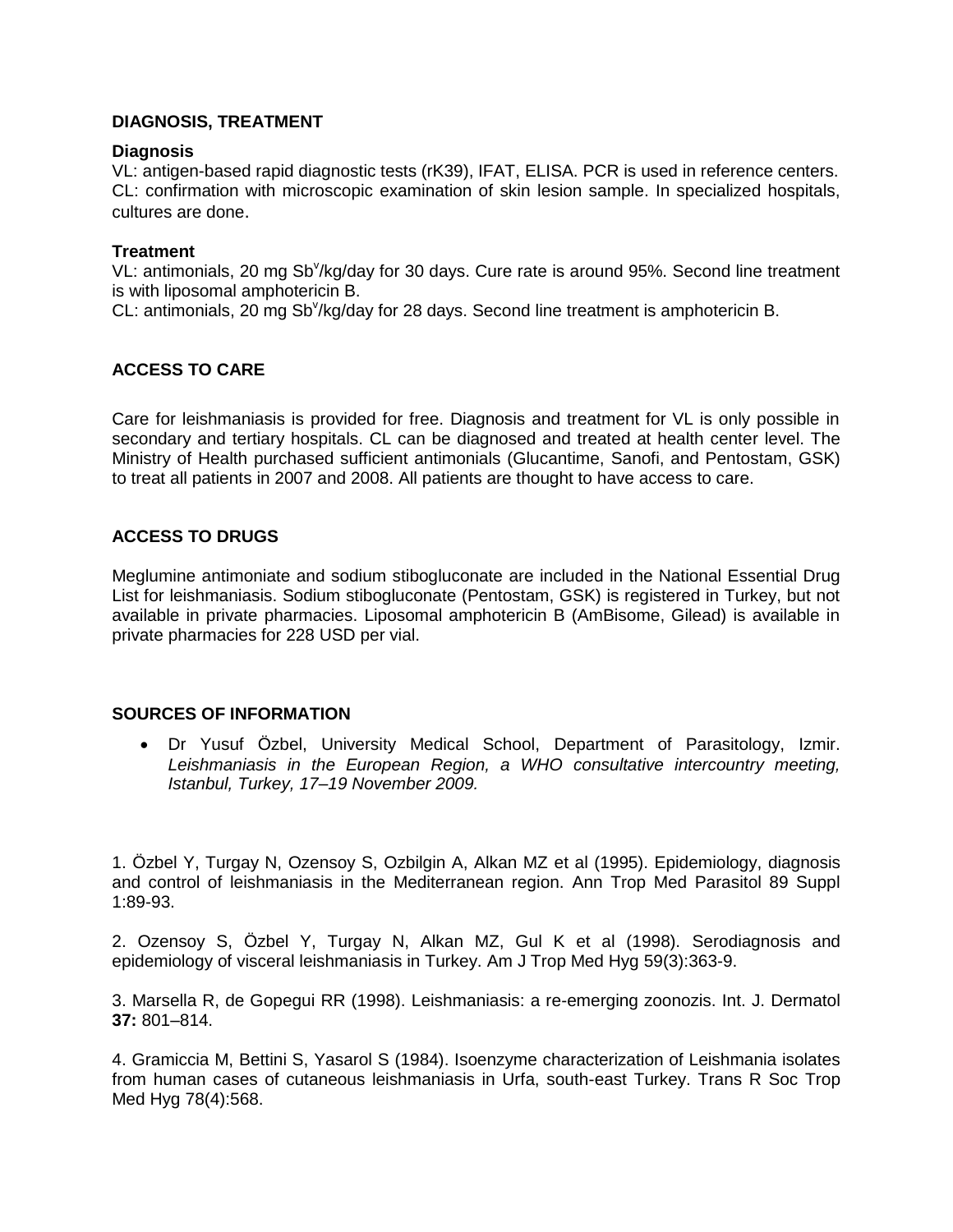## DIAGNOSIS, TREATMENT

### Diagnosis

VL: antigen-based rapid diagnostic tests (rK39), IFAT, ELISA. PCR is used in reference centers.
CL: confirmation with microscopic examination of skin lesion sample. In specialized hospitals, cultures are done.

### Treatment

VL: antimonials, 20 mg $Sb^v$/kg/day for 30 days. Cure rate is around 95%. Second line treatment is with liposomal amphotericin B.
CL: antimonials, 20 mg $Sb^v$/kg/day for 28 days. Second line treatment is amphotericin B.

## ACCESS TO CARE

Care for leishmaniasis is provided for free. Diagnosis and treatment for VL is only possible in secondary and tertiary hospitals. CL can be diagnosed and treated at health center level. The Ministry of Health purchased sufficient antimonials (Glucantime, Sanofi, and Pentostam, GSK) to treat all patients in 2007 and 2008. All patients are thought to have access to care.

## ACCESS TO DRUGS

Meglumine antimoniate and sodium stibogluconate are included in the National Essential Drug List for leishmaniasis. Sodium stibogluconate (Pentostam, GSK) is registered in Turkey, but not available in private pharmacies. Liposomal amphotericin B (AmBisome, Gilead) is available in private pharmacies for 228 USD per vial.

## SOURCES OF INFORMATION

- Dr Yusuf Özbel, University Medical School, Department of Parasitology, Izmir. *Leishmaniasis in the European Region, a WHO consultative intercountry meeting, Istanbul, Turkey, 17–19 November 2009.*

1. Özbel Y, Turgay N, Ozensoy S, Ozbilgin A, Alkan MZ et al (1995). Epidemiology, diagnosis and control of leishmaniasis in the Mediterranean region. Ann Trop Med Parasitol 89 Suppl 1:89-93.

2. Ozensoy S, Özbel Y, Turgay N, Alkan MZ, Gul K et al (1998). Serodiagnosis and epidemiology of visceral leishmaniasis in Turkey. Am J Trop Med Hyg 59(3):363-9.

3. Marsella R, de Gopegui RR (1998). Leishmaniasis: a re-emerging zoonozis. Int. J. Dermatol **37:** 801–814.

4. Gramiccia M, Bettini S, Yasarol S (1984). Isoenzyme characterization of Leishmania isolates from human cases of cutaneous leishmaniasis in Urfa, south-east Turkey. Trans R Soc Trop Med Hyg 78(4):568.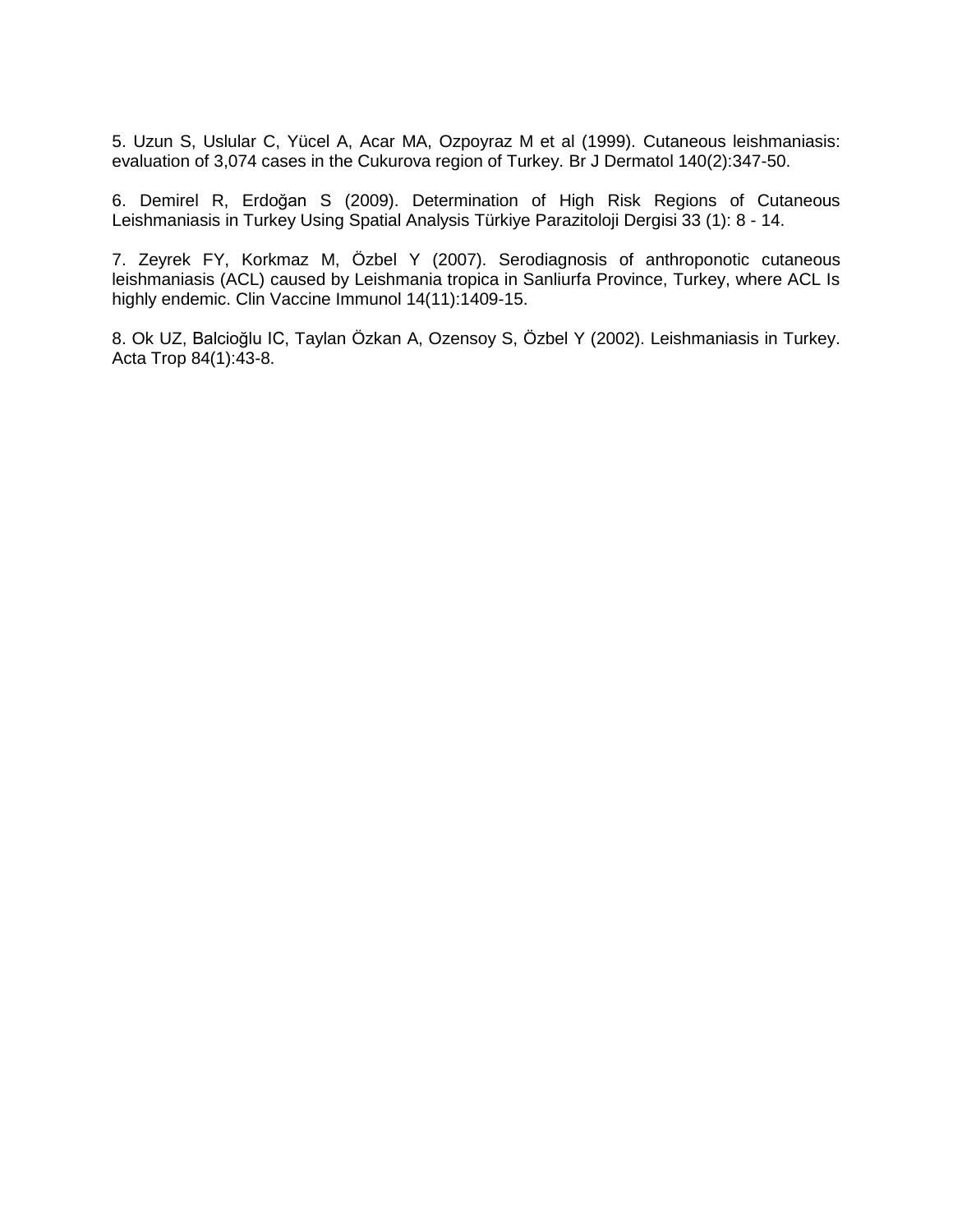5. Uzun S, Uslular C, Yücel A, Acar MA, Ozpoyraz M et al (1999). Cutaneous leishmaniasis: evaluation of 3,074 cases in the Cukurova region of Turkey. Br J Dermatol 140(2):347-50.

6. Demirel R, Erdoğan S (2009). Determination of High Risk Regions of Cutaneous Leishmaniasis in Turkey Using Spatial Analysis Türkiye Parazitoloji Dergisi 33 (1): 8 - 14.

7. Zeyrek FY, Korkmaz M, Özbel Y (2007). Serodiagnosis of anthroponotic cutaneous leishmaniasis (ACL) caused by Leishmania tropica in Sanliurfa Province, Turkey, where ACL Is highly endemic. Clin Vaccine Immunol 14(11):1409-15.

8. Ok UZ, Balcioğlu IC, Taylan Özkan A, Ozensoy S, Özbel Y (2002). Leishmaniasis in Turkey. Acta Trop 84(1):43-8.